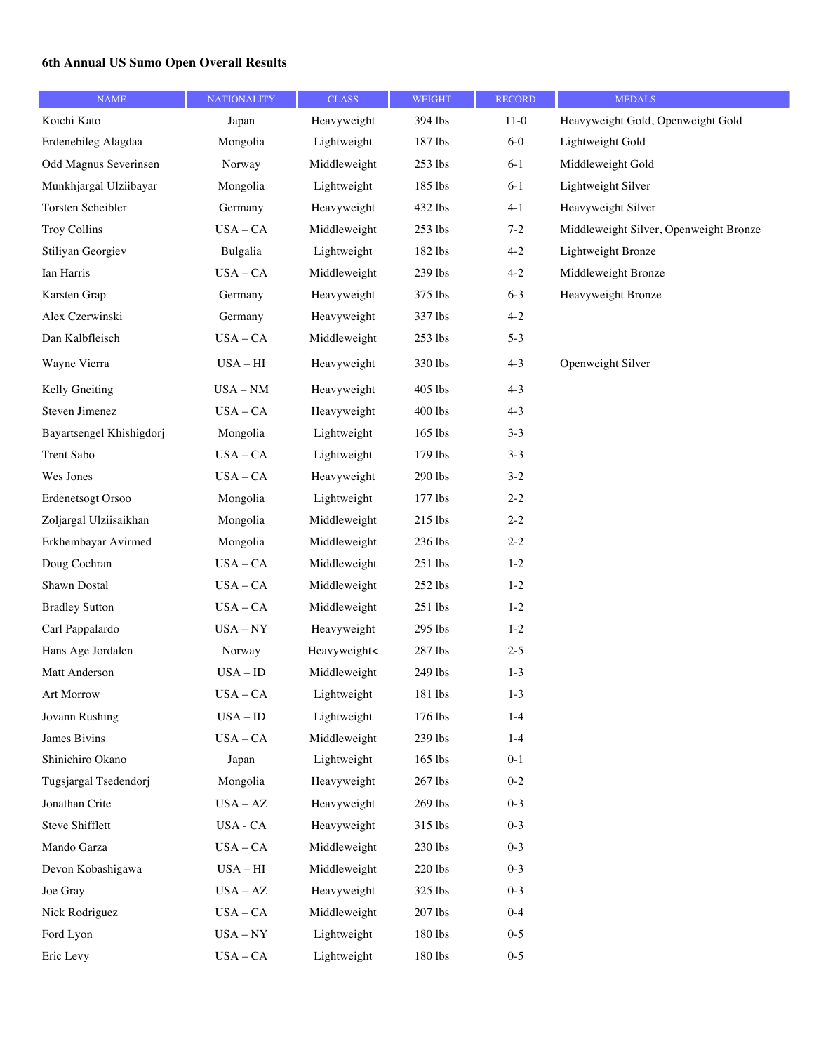**6th Annual US Sumo Open Overall Results**

| NAME | NATIONALITY | CLASS | WEIGHT | RECORD | MEDALS |
|---|---|---|---|---|---|
| Koichi Kato | Japan | Heavyweight | 394 lbs | 11-0 | Heavyweight Gold, Openweight Gold |
| Erdenebileg Alagdaa | Mongolia | Lightweight | 187 lbs | 6-0 | Lightweight Gold |
| Odd Magnus Severinsen | Norway | Middleweight | 253 lbs | 6-1 | Middleweight Gold |
| Munkhjargal Ulziibayar | Mongolia | Lightweight | 185 lbs | 6-1 | Lightweight Silver |
| Torsten Scheibler | Germany | Heavyweight | 432 lbs | 4-1 | Heavyweight Silver |
| Troy Collins | USA – CA | Middleweight | 253 lbs | 7-2 | Middleweight Silver, Openweight Bronze |
| Stiliyan Georgiev | Bulgalia | Lightweight | 182 lbs | 4-2 | Lightweight Bronze |
| Ian Harris | USA – CA | Middleweight | 239 lbs | 4-2 | Middleweight Bronze |
| Karsten Grap | Germany | Heavyweight | 375 lbs | 6-3 | Heavyweight Bronze |
| Alex Czerwinski | Germany | Heavyweight | 337 lbs | 4-2 | |
| Dan Kalbfleisch | USA – CA | Middleweight | 253 lbs | 5-3 | |
| Wayne Vierra | USA – HI | Heavyweight | 330 lbs | 4-3 | Openweight Silver |
| Kelly Gneiting | USA – NM | Heavyweight | 405 lbs | 4-3 | |
| Steven Jimenez | USA – CA | Heavyweight | 400 lbs | 4-3 | |
| Bayartsengel Khishigdorj | Mongolia | Lightweight | 165 lbs | 3-3 | |
| Trent Sabo | USA – CA | Lightweight | 179 lbs | 3-3 | |
| Wes Jones | USA – CA | Heavyweight | 290 lbs | 3-2 | |
| Erdenetsogt Orsoo | Mongolia | Lightweight | 177 lbs | 2-2 | |
| Zoljargal Ulziisaikhan | Mongolia | Middleweight | 215 lbs | 2-2 | |
| Erkhembayar Avirmed | Mongolia | Middleweight | 236 lbs | 2-2 | |
| Doug Cochran | USA – CA | Middleweight | 251 lbs | 1-2 | |
| Shawn Dostal | USA – CA | Middleweight | 252 lbs | 1-2 | |
| Bradley Sutton | USA – CA | Middleweight | 251 lbs | 1-2 | |
| Carl Pappalardo | USA – NY | Heavyweight | 295 lbs | 1-2 | |
| Hans Age Jordalen | Norway | Heavyweight< | 287 lbs | 2-5 | |
| Matt Anderson | USA – ID | Middleweight | 249 lbs | 1-3 | |
| Art Morrow | USA – CA | Lightweight | 181 lbs | 1-3 | |
| Jovann Rushing | USA – ID | Lightweight | 176 lbs | 1-4 | |
| James Bivins | USA – CA | Middleweight | 239 lbs | 1-4 | |
| Shinichiro Okano | Japan | Lightweight | 165 lbs | 0-1 | |
| Tugsjargal Tsedendorj | Mongolia | Heavyweight | 267 lbs | 0-2 | |
| Jonathan Crite | USA – AZ | Heavyweight | 269 lbs | 0-3 | |
| Steve Shifflett | USA - CA | Heavyweight | 315 lbs | 0-3 | |
| Mando Garza | USA – CA | Middleweight | 230 lbs | 0-3 | |
| Devon Kobashigawa | USA – HI | Middleweight | 220 lbs | 0-3 | |
| Joe Gray | USA – AZ | Heavyweight | 325 lbs | 0-3 | |
| Nick Rodriguez | USA – CA | Middleweight | 207 lbs | 0-4 | |
| Ford Lyon | USA – NY | Lightweight | 180 lbs | 0-5 | |
| Eric Levy | USA – CA | Lightweight | 180 lbs | 0-5 | |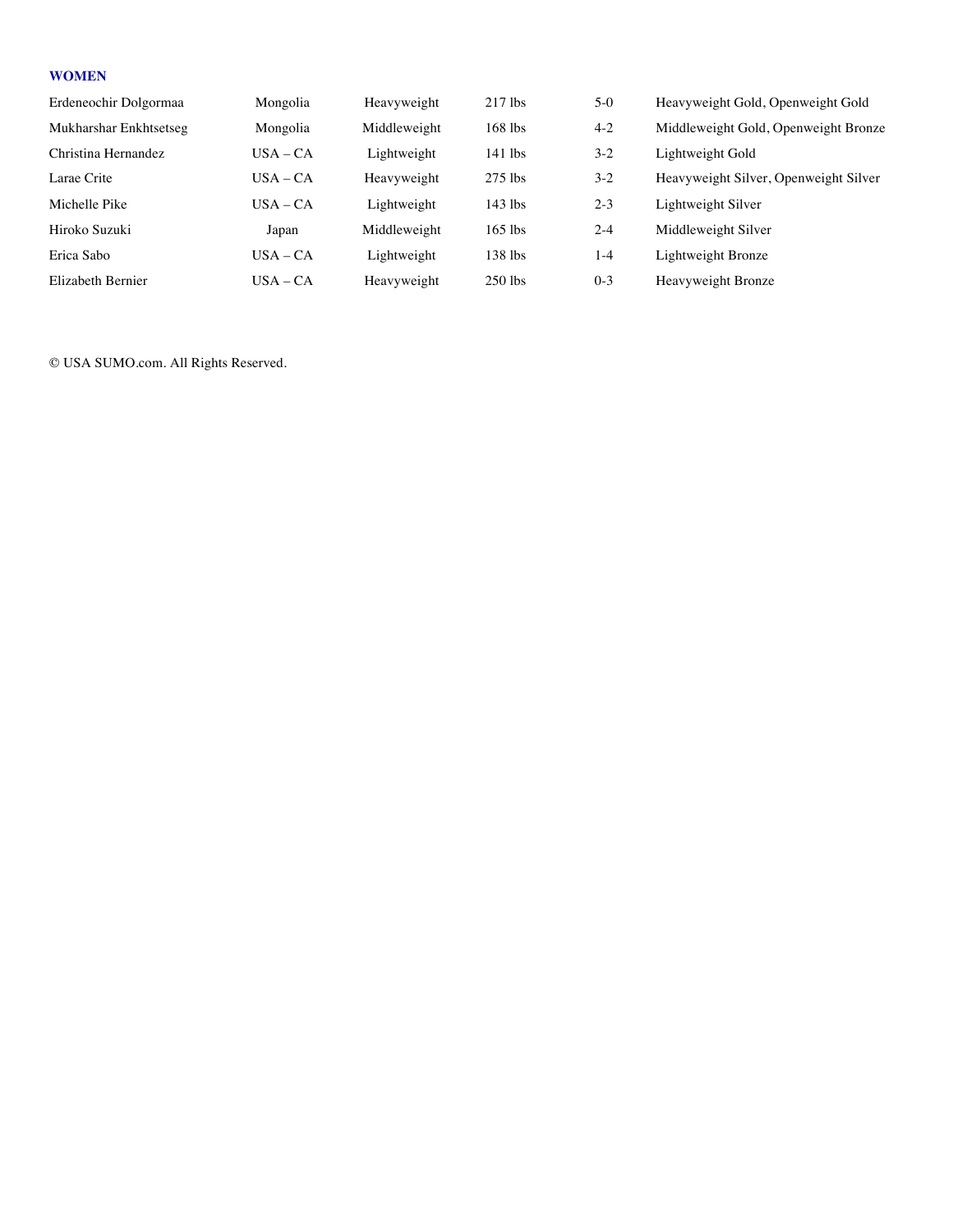**WOMEN**

| | | | | | |
|---|---|---|---|---|---|
| Erdeneochir Dolgormaa | Mongolia | Heavyweight | 217 lbs | 5-0 | Heavyweight Gold, Openweight Gold |
| Mukharshar Enkhtsetseg | Mongolia | Middleweight | 168 lbs | 4-2 | Middleweight Gold, Openweight Bronze |
| Christina Hernandez | USA – CA | Lightweight | 141 lbs | 3-2 | Lightweight Gold |
| Larae Crite | USA – CA | Heavyweight | 275 lbs | 3-2 | Heavyweight Silver, Openweight Silver |
| Michelle Pike | USA – CA | Lightweight | 143 lbs | 2-3 | Lightweight Silver |
| Hiroko Suzuki | Japan | Middleweight | 165 lbs | 2-4 | Middleweight Silver |
| Erica Sabo | USA – CA | Lightweight | 138 lbs | 1-4 | Lightweight Bronze |
| Elizabeth Bernier | USA – CA | Heavyweight | 250 lbs | 0-3 | Heavyweight Bronze |

© USA SUMO.com. All Rights Reserved.